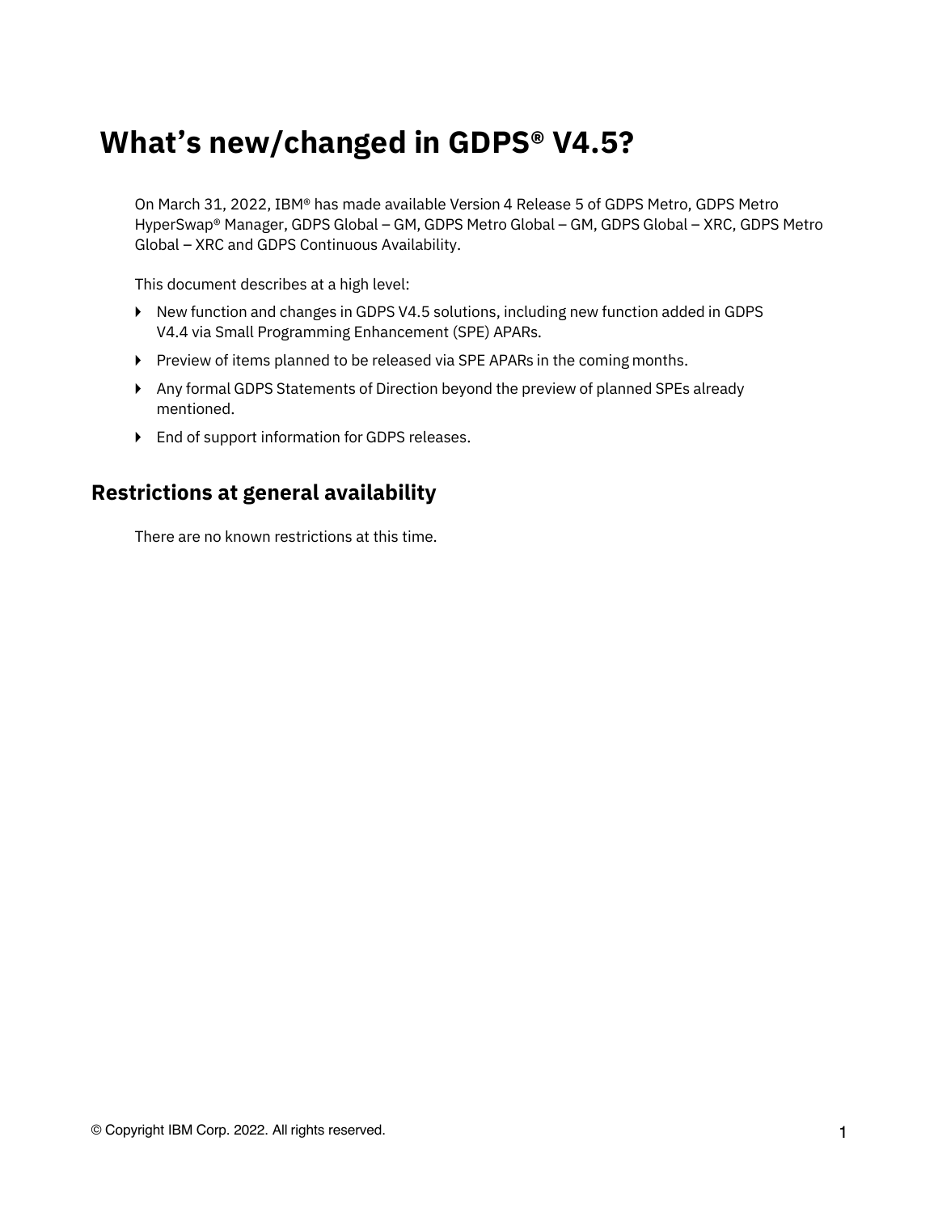# What's new/changed in GDPS® V4.5?

On March 31, 2022, IBM® has made available Version 4 Release 5 of GDPS Metro, GDPS Metro HyperSwap® Manager, GDPS Global – GM, GDPS Metro Global – GM, GDPS Global – XRC, GDPS Metro Global – XRC and GDPS Continuous Availability.

This document describes at a high level:

- New function and changes in GDPS V4.5 solutions, including new function added in GDPS V4.4 via Small Programming Enhancement (SPE) APARs.
- Preview of items planned to be released via SPE APARs in the coming months.
- Any formal GDPS Statements of Direction beyond the preview of planned SPEs already mentioned.
- End of support information for GDPS releases.

## Restrictions at general availability

There are no known restrictions at this time.

© Copyright IBM Corp. 2022. All rights reserved.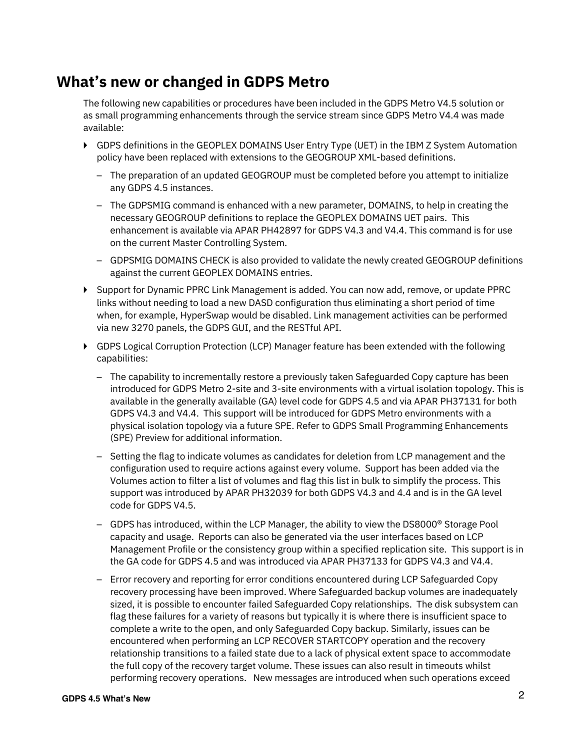## What's new or changed in GDPS Metro

The following new capabilities or procedures have been included in the GDPS Metro V4.5 solution or as small programming enhancements through the service stream since GDPS Metro V4.4 was made available:

- GDPS definitions in the GEOPLEX DOMAINS User Entry Type (UET) in the IBM Z System Automation policy have been replaced with extensions to the GEOGROUP XML-based definitions.
  - The preparation of an updated GEOGROUP must be completed before you attempt to initialize any GDPS 4.5 instances.
  - The GDPSMIG command is enhanced with a new parameter, DOMAINS, to help in creating the necessary GEOGROUP definitions to replace the GEOPLEX DOMAINS UET pairs. This enhancement is available via APAR PH42897 for GDPS V4.3 and V4.4. This command is for use on the current Master Controlling System.
  - GDPSMIG DOMAINS CHECK is also provided to validate the newly created GEOGROUP definitions against the current GEOPLEX DOMAINS entries.
- Support for Dynamic PPRC Link Management is added. You can now add, remove, or update PPRC links without needing to load a new DASD configuration thus eliminating a short period of time when, for example, HyperSwap would be disabled. Link management activities can be performed via new 3270 panels, the GDPS GUI, and the RESTful API.
- GDPS Logical Corruption Protection (LCP) Manager feature has been extended with the following capabilities:
  - The capability to incrementally restore a previously taken Safeguarded Copy capture has been introduced for GDPS Metro 2-site and 3-site environments with a virtual isolation topology. This is available in the generally available (GA) level code for GDPS 4.5 and via APAR PH37131 for both GDPS V4.3 and V4.4. This support will be introduced for GDPS Metro environments with a physical isolation topology via a future SPE. Refer to GDPS Small Programming Enhancements (SPE) Preview for additional information.
  - Setting the flag to indicate volumes as candidates for deletion from LCP management and the configuration used to require actions against every volume. Support has been added via the Volumes action to filter a list of volumes and flag this list in bulk to simplify the process. This support was introduced by APAR PH32039 for both GDPS V4.3 and 4.4 and is in the GA level code for GDPS V4.5.
  - GDPS has introduced, within the LCP Manager, the ability to view the DS8000® Storage Pool capacity and usage. Reports can also be generated via the user interfaces based on LCP Management Profile or the consistency group within a specified replication site. This support is in the GA code for GDPS 4.5 and was introduced via APAR PH37133 for GDPS V4.3 and V4.4.
  - Error recovery and reporting for error conditions encountered during LCP Safeguarded Copy recovery processing have been improved. Where Safeguarded backup volumes are inadequately sized, it is possible to encounter failed Safeguarded Copy relationships. The disk subsystem can flag these failures for a variety of reasons but typically it is where there is insufficient space to complete a write to the open, and only Safeguarded Copy backup. Similarly, issues can be encountered when performing an LCP RECOVER STARTCOPY operation and the recovery relationship transitions to a failed state due to a lack of physical extent space to accommodate the full copy of the recovery target volume. These issues can also result in timeouts whilst performing recovery operations. New messages are introduced when such operations exceed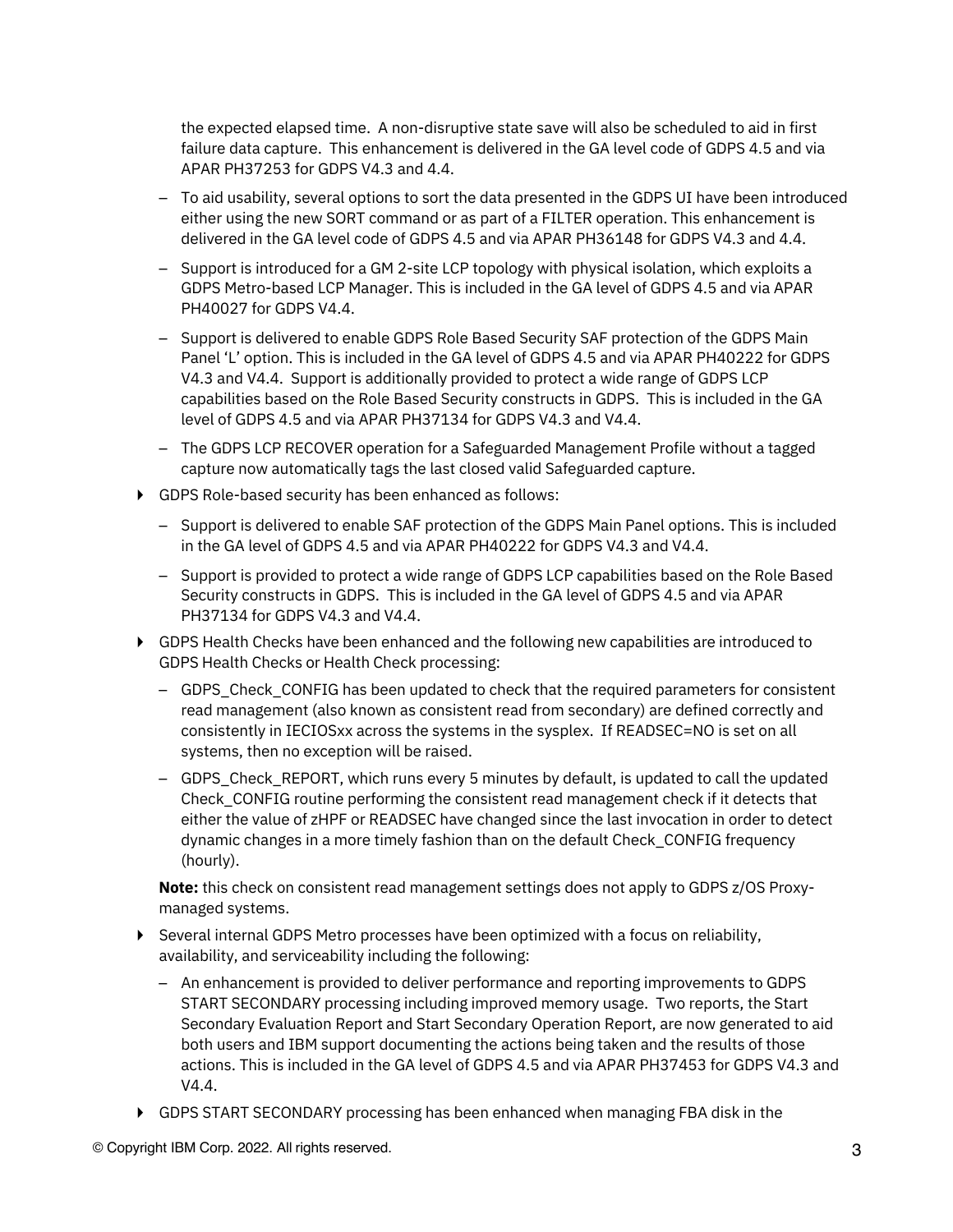the expected elapsed time. A non-disruptive state save will also be scheduled to aid in first failure data capture. This enhancement is delivered in the GA level code of GDPS 4.5 and via APAR PH37253 for GDPS V4.3 and 4.4.

  - To aid usability, several options to sort the data presented in the GDPS UI have been introduced either using the new SORT command or as part of a FILTER operation. This enhancement is delivered in the GA level code of GDPS 4.5 and via APAR PH36148 for GDPS V4.3 and 4.4.
  - Support is introduced for a GM 2-site LCP topology with physical isolation, which exploits a GDPS Metro-based LCP Manager. This is included in the GA level of GDPS 4.5 and via APAR PH40027 for GDPS V4.4.
  - Support is delivered to enable GDPS Role Based Security SAF protection of the GDPS Main Panel 'L' option. This is included in the GA level of GDPS 4.5 and via APAR PH40222 for GDPS V4.3 and V4.4. Support is additionally provided to protect a wide range of GDPS LCP capabilities based on the Role Based Security constructs in GDPS. This is included in the GA level of GDPS 4.5 and via APAR PH37134 for GDPS V4.3 and V4.4.
  - The GDPS LCP RECOVER operation for a Safeguarded Management Profile without a tagged capture now automatically tags the last closed valid Safeguarded capture.

- GDPS Role-based security has been enhanced as follows:
  - Support is delivered to enable SAF protection of the GDPS Main Panel options. This is included in the GA level of GDPS 4.5 and via APAR PH40222 for GDPS V4.3 and V4.4.
  - Support is provided to protect a wide range of GDPS LCP capabilities based on the Role Based Security constructs in GDPS. This is included in the GA level of GDPS 4.5 and via APAR PH37134 for GDPS V4.3 and V4.4.
- GDPS Health Checks have been enhanced and the following new capabilities are introduced to GDPS Health Checks or Health Check processing:
  - GDPS_Check_CONFIG has been updated to check that the required parameters for consistent read management (also known as consistent read from secondary) are defined correctly and consistently in IECIOSxx across the systems in the sysplex. If READSEC=NO is set on all systems, then no exception will be raised.
  - GDPS_Check_REPORT, which runs every 5 minutes by default, is updated to call the updated Check_CONFIG routine performing the consistent read management check if it detects that either the value of zHPF or READSEC have changed since the last invocation in order to detect dynamic changes in a more timely fashion than on the default Check_CONFIG frequency (hourly).

  **Note:** this check on consistent read management settings does not apply to GDPS z/OS Proxy-managed systems.
- Several internal GDPS Metro processes have been optimized with a focus on reliability, availability, and serviceability including the following:
  - An enhancement is provided to deliver performance and reporting improvements to GDPS START SECONDARY processing including improved memory usage. Two reports, the Start Secondary Evaluation Report and Start Secondary Operation Report, are now generated to aid both users and IBM support documenting the actions being taken and the results of those actions. This is included in the GA level of GDPS 4.5 and via APAR PH37453 for GDPS V4.3 and V4.4.
- GDPS START SECONDARY processing has been enhanced when managing FBA disk in the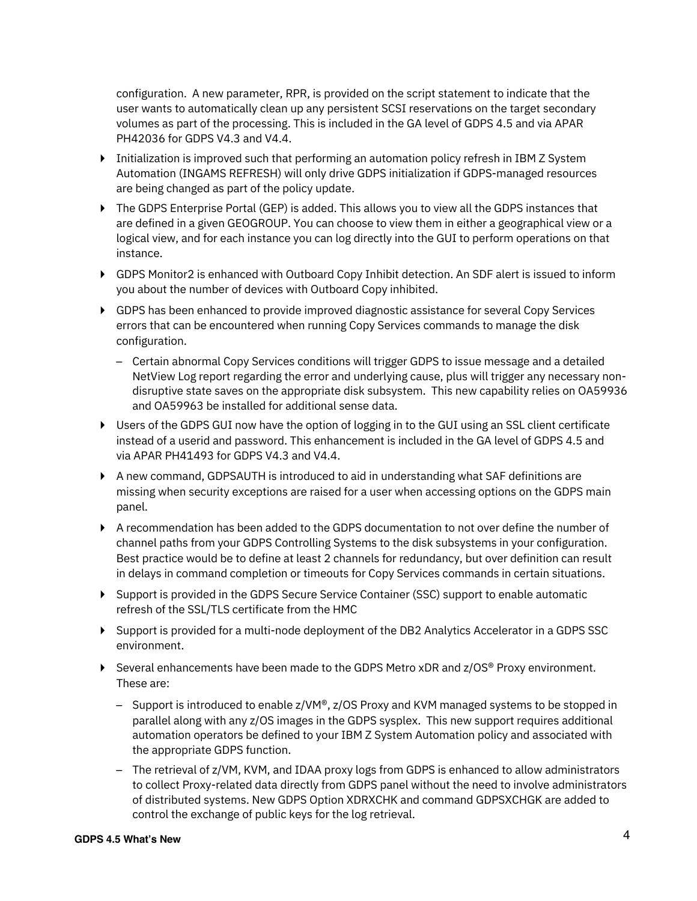configuration. A new parameter, RPR, is provided on the script statement to indicate that the user wants to automatically clean up any persistent SCSI reservations on the target secondary volumes as part of the processing. This is included in the GA level of GDPS 4.5 and via APAR PH42036 for GDPS V4.3 and V4.4.

- Initialization is improved such that performing an automation policy refresh in IBM Z System Automation (INGAMS REFRESH) will only drive GDPS initialization if GDPS-managed resources are being changed as part of the policy update.
- The GDPS Enterprise Portal (GEP) is added. This allows you to view all the GDPS instances that are defined in a given GEOGROUP. You can choose to view them in either a geographical view or a logical view, and for each instance you can log directly into the GUI to perform operations on that instance.
- GDPS Monitor2 is enhanced with Outboard Copy Inhibit detection. An SDF alert is issued to inform you about the number of devices with Outboard Copy inhibited.
- GDPS has been enhanced to provide improved diagnostic assistance for several Copy Services errors that can be encountered when running Copy Services commands to manage the disk configuration.
  - Certain abnormal Copy Services conditions will trigger GDPS to issue message and a detailed NetView Log report regarding the error and underlying cause, plus will trigger any necessary non-disruptive state saves on the appropriate disk subsystem. This new capability relies on OA59936 and OA59963 be installed for additional sense data.
- Users of the GDPS GUI now have the option of logging in to the GUI using an SSL client certificate instead of a userid and password. This enhancement is included in the GA level of GDPS 4.5 and via APAR PH41493 for GDPS V4.3 and V4.4.
- A new command, GDPSAUTH is introduced to aid in understanding what SAF definitions are missing when security exceptions are raised for a user when accessing options on the GDPS main panel.
- A recommendation has been added to the GDPS documentation to not over define the number of channel paths from your GDPS Controlling Systems to the disk subsystems in your configuration. Best practice would be to define at least 2 channels for redundancy, but over definition can result in delays in command completion or timeouts for Copy Services commands in certain situations.
- Support is provided in the GDPS Secure Service Container (SSC) support to enable automatic refresh of the SSL/TLS certificate from the HMC
- Support is provided for a multi-node deployment of the DB2 Analytics Accelerator in a GDPS SSC environment.
- Several enhancements have been made to the GDPS Metro xDR and z/OS® Proxy environment. These are:
  - Support is introduced to enable z/VM®, z/OS Proxy and KVM managed systems to be stopped in parallel along with any z/OS images in the GDPS sysplex. This new support requires additional automation operators be defined to your IBM Z System Automation policy and associated with the appropriate GDPS function.
  - The retrieval of z/VM, KVM, and IDAA proxy logs from GDPS is enhanced to allow administrators to collect Proxy-related data directly from GDPS panel without the need to involve administrators of distributed systems. New GDPS Option XDRXCHK and command GDPSXCHGK are added to control the exchange of public keys for the log retrieval.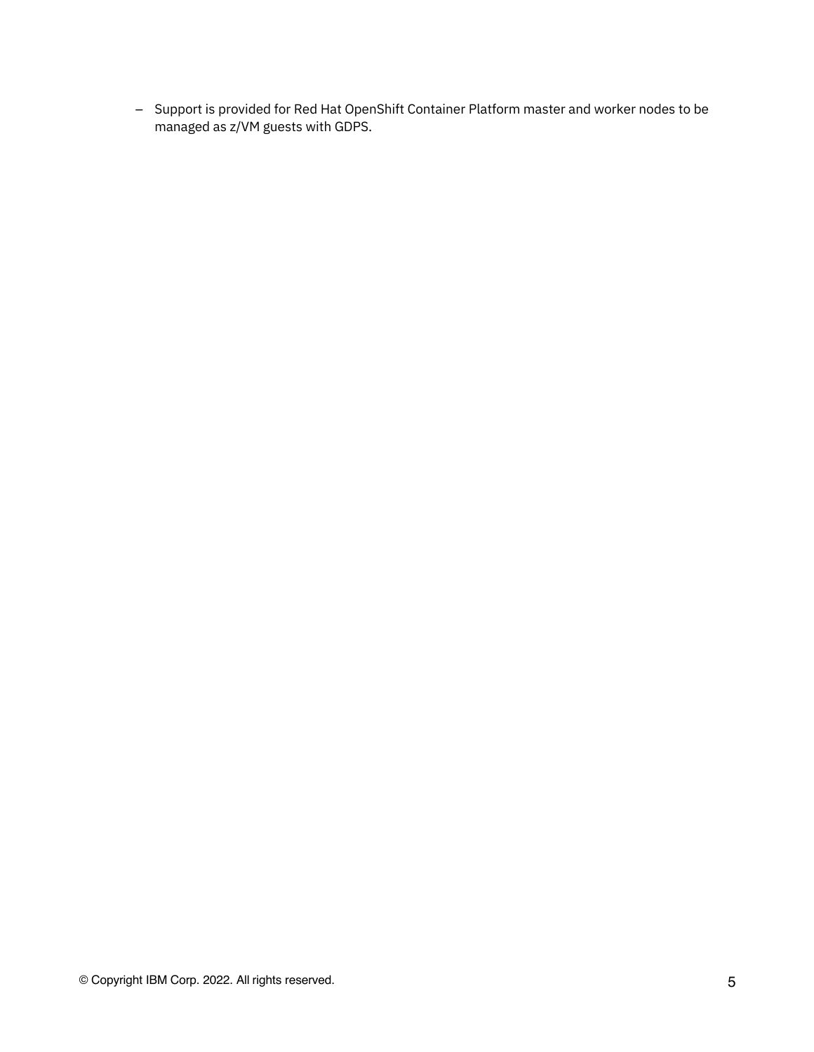- Support is provided for Red Hat OpenShift Container Platform master and worker nodes to be managed as z/VM guests with GDPS.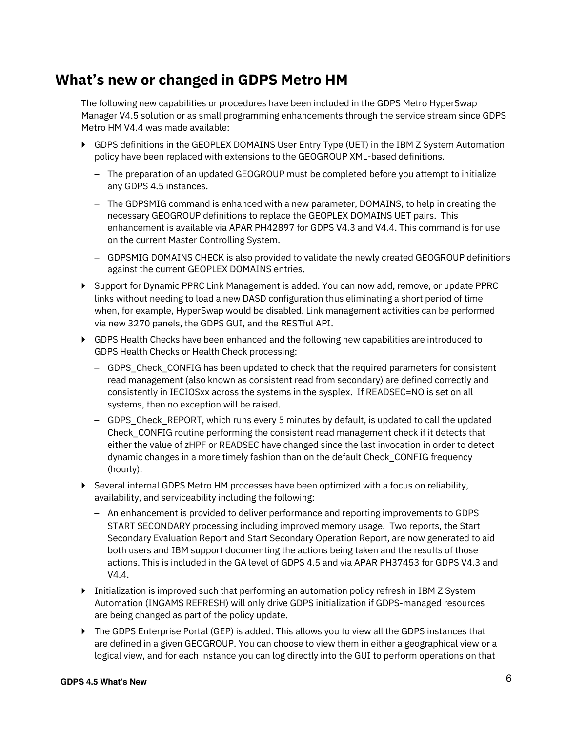## What's new or changed in GDPS Metro HM

The following new capabilities or procedures have been included in the GDPS Metro HyperSwap Manager V4.5 solution or as small programming enhancements through the service stream since GDPS Metro HM V4.4 was made available:

- GDPS definitions in the GEOPLEX DOMAINS User Entry Type (UET) in the IBM Z System Automation policy have been replaced with extensions to the GEOGROUP XML-based definitions.
  - The preparation of an updated GEOGROUP must be completed before you attempt to initialize any GDPS 4.5 instances.
  - The GDPSMIG command is enhanced with a new parameter, DOMAINS, to help in creating the necessary GEOGROUP definitions to replace the GEOPLEX DOMAINS UET pairs. This enhancement is available via APAR PH42897 for GDPS V4.3 and V4.4. This command is for use on the current Master Controlling System.
  - GDPSMIG DOMAINS CHECK is also provided to validate the newly created GEOGROUP definitions against the current GEOPLEX DOMAINS entries.
- Support for Dynamic PPRC Link Management is added. You can now add, remove, or update PPRC links without needing to load a new DASD configuration thus eliminating a short period of time when, for example, HyperSwap would be disabled. Link management activities can be performed via new 3270 panels, the GDPS GUI, and the RESTful API.
- GDPS Health Checks have been enhanced and the following new capabilities are introduced to GDPS Health Checks or Health Check processing:
  - GDPS_Check_CONFIG has been updated to check that the required parameters for consistent read management (also known as consistent read from secondary) are defined correctly and consistently in IECIOSxx across the systems in the sysplex. If READSEC=NO is set on all systems, then no exception will be raised.
  - GDPS_Check_REPORT, which runs every 5 minutes by default, is updated to call the updated Check_CONFIG routine performing the consistent read management check if it detects that either the value of zHPF or READSEC have changed since the last invocation in order to detect dynamic changes in a more timely fashion than on the default Check_CONFIG frequency (hourly).
- Several internal GDPS Metro HM processes have been optimized with a focus on reliability, availability, and serviceability including the following:
  - An enhancement is provided to deliver performance and reporting improvements to GDPS START SECONDARY processing including improved memory usage. Two reports, the Start Secondary Evaluation Report and Start Secondary Operation Report, are now generated to aid both users and IBM support documenting the actions being taken and the results of those actions. This is included in the GA level of GDPS 4.5 and via APAR PH37453 for GDPS V4.3 and V4.4.
- Initialization is improved such that performing an automation policy refresh in IBM Z System Automation (INGAMS REFRESH) will only drive GDPS initialization if GDPS-managed resources are being changed as part of the policy update.
- The GDPS Enterprise Portal (GEP) is added. This allows you to view all the GDPS instances that are defined in a given GEOGROUP. You can choose to view them in either a geographical view or a logical view, and for each instance you can log directly into the GUI to perform operations on that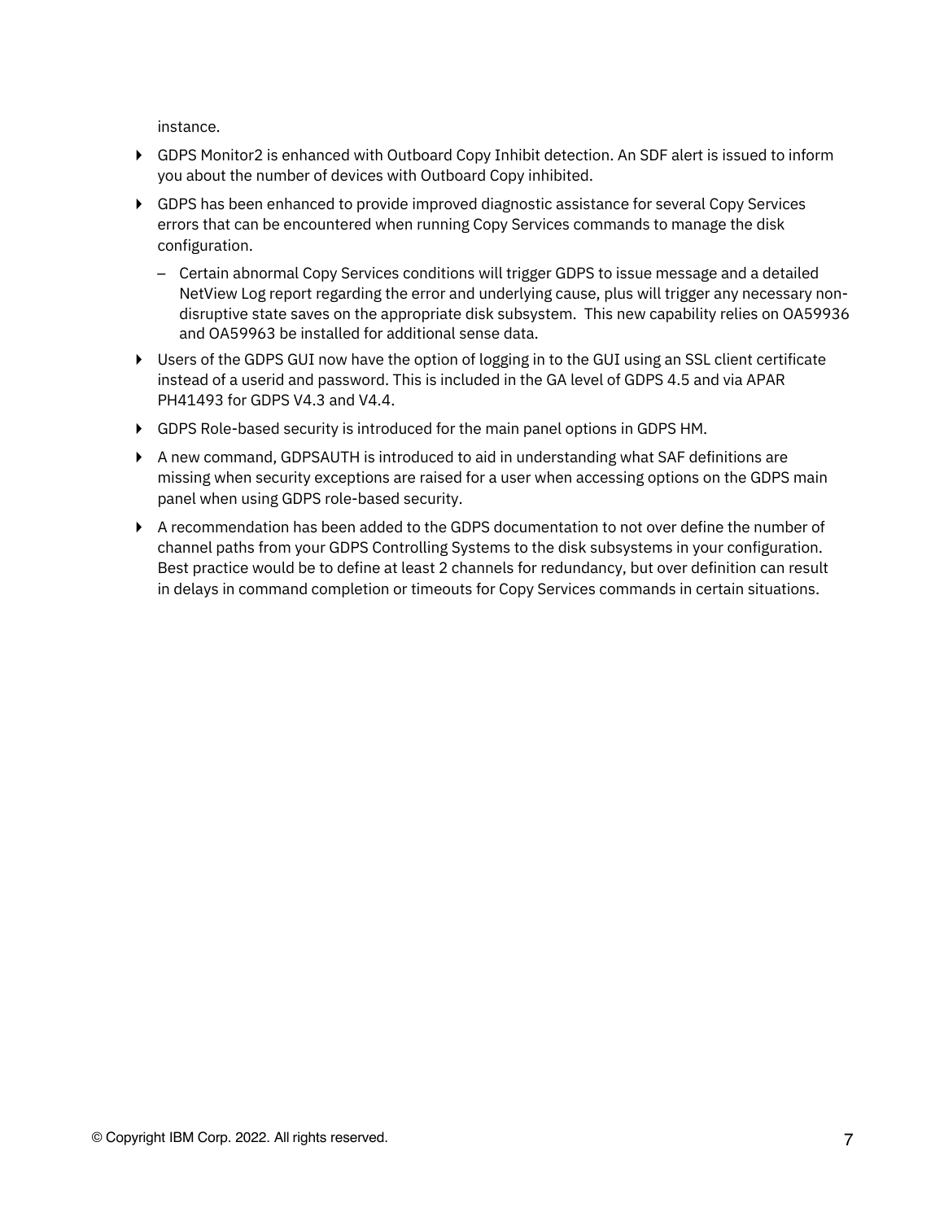instance.

- GDPS Monitor2 is enhanced with Outboard Copy Inhibit detection. An SDF alert is issued to inform you about the number of devices with Outboard Copy inhibited.
- GDPS has been enhanced to provide improved diagnostic assistance for several Copy Services errors that can be encountered when running Copy Services commands to manage the disk configuration.
  - Certain abnormal Copy Services conditions will trigger GDPS to issue message and a detailed NetView Log report regarding the error and underlying cause, plus will trigger any necessary non-disruptive state saves on the appropriate disk subsystem. This new capability relies on OA59936 and OA59963 be installed for additional sense data.
- Users of the GDPS GUI now have the option of logging in to the GUI using an SSL client certificate instead of a userid and password. This is included in the GA level of GDPS 4.5 and via APAR PH41493 for GDPS V4.3 and V4.4.
- GDPS Role-based security is introduced for the main panel options in GDPS HM.
- A new command, GDPSAUTH is introduced to aid in understanding what SAF definitions are missing when security exceptions are raised for a user when accessing options on the GDPS main panel when using GDPS role-based security.
- A recommendation has been added to the GDPS documentation to not over define the number of channel paths from your GDPS Controlling Systems to the disk subsystems in your configuration. Best practice would be to define at least 2 channels for redundancy, but over definition can result in delays in command completion or timeouts for Copy Services commands in certain situations.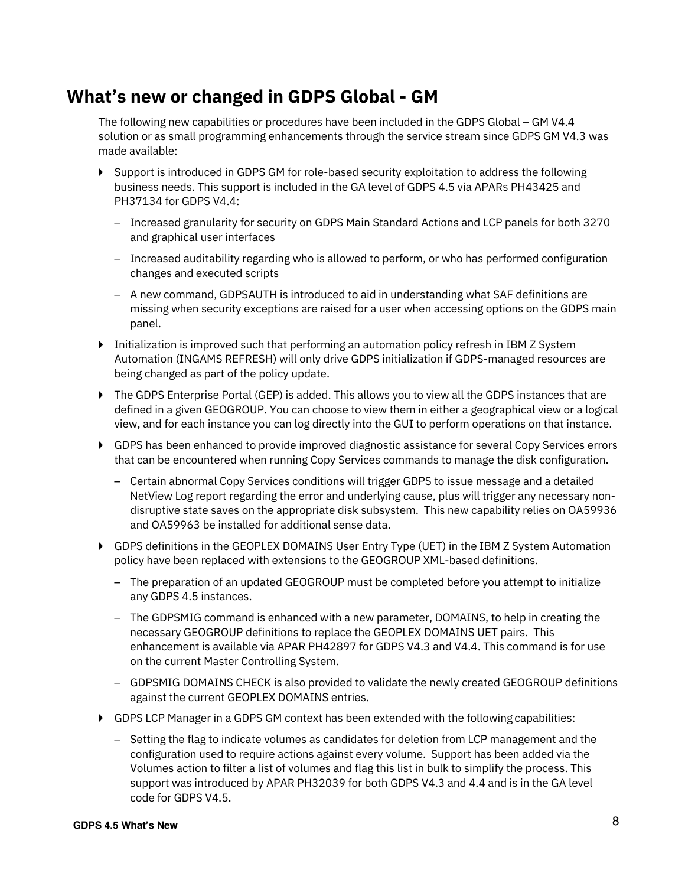## What's new or changed in GDPS Global - GM

The following new capabilities or procedures have been included in the GDPS Global – GM V4.4 solution or as small programming enhancements through the service stream since GDPS GM V4.3 was made available:

- Support is introduced in GDPS GM for role-based security exploitation to address the following business needs. This support is included in the GA level of GDPS 4.5 via APARs PH43425 and PH37134 for GDPS V4.4:
  - Increased granularity for security on GDPS Main Standard Actions and LCP panels for both 3270 and graphical user interfaces
  - Increased auditability regarding who is allowed to perform, or who has performed configuration changes and executed scripts
  - A new command, GDPSAUTH is introduced to aid in understanding what SAF definitions are missing when security exceptions are raised for a user when accessing options on the GDPS main panel.
- Initialization is improved such that performing an automation policy refresh in IBM Z System Automation (INGAMS REFRESH) will only drive GDPS initialization if GDPS-managed resources are being changed as part of the policy update.
- The GDPS Enterprise Portal (GEP) is added. This allows you to view all the GDPS instances that are defined in a given GEOGROUP. You can choose to view them in either a geographical view or a logical view, and for each instance you can log directly into the GUI to perform operations on that instance.
- GDPS has been enhanced to provide improved diagnostic assistance for several Copy Services errors that can be encountered when running Copy Services commands to manage the disk configuration.
  - Certain abnormal Copy Services conditions will trigger GDPS to issue message and a detailed NetView Log report regarding the error and underlying cause, plus will trigger any necessary non-disruptive state saves on the appropriate disk subsystem. This new capability relies on OA59936 and OA59963 be installed for additional sense data.
- GDPS definitions in the GEOPLEX DOMAINS User Entry Type (UET) in the IBM Z System Automation policy have been replaced with extensions to the GEOGROUP XML-based definitions.
  - The preparation of an updated GEOGROUP must be completed before you attempt to initialize any GDPS 4.5 instances.
  - The GDPSMIG command is enhanced with a new parameter, DOMAINS, to help in creating the necessary GEOGROUP definitions to replace the GEOPLEX DOMAINS UET pairs. This enhancement is available via APAR PH42897 for GDPS V4.3 and V4.4. This command is for use on the current Master Controlling System.
  - GDPSMIG DOMAINS CHECK is also provided to validate the newly created GEOGROUP definitions against the current GEOPLEX DOMAINS entries.
- GDPS LCP Manager in a GDPS GM context has been extended with the following capabilities:
  - Setting the flag to indicate volumes as candidates for deletion from LCP management and the configuration used to require actions against every volume. Support has been added via the Volumes action to filter a list of volumes and flag this list in bulk to simplify the process. This support was introduced by APAR PH32039 for both GDPS V4.3 and 4.4 and is in the GA level code for GDPS V4.5.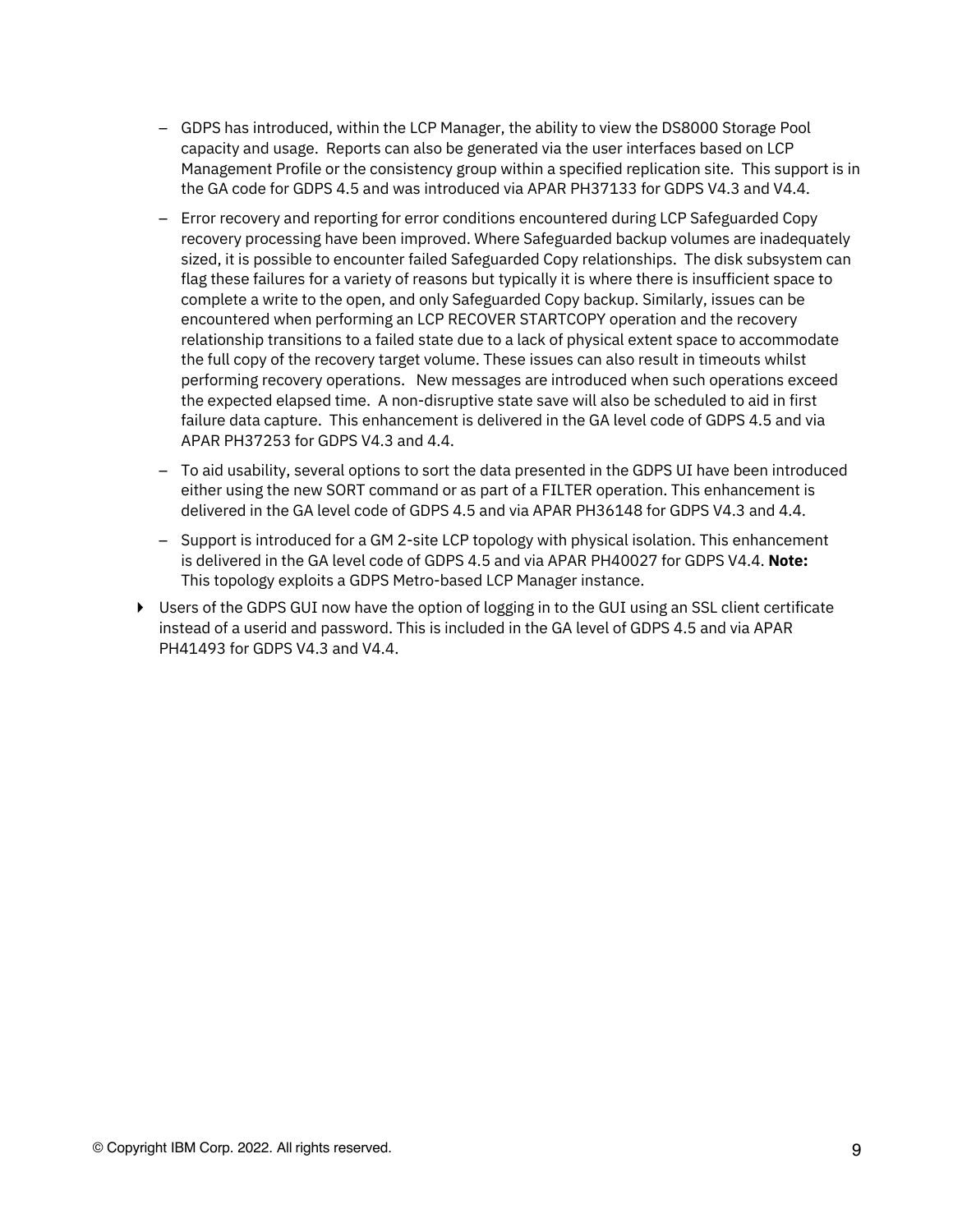- GDPS has introduced, within the LCP Manager, the ability to view the DS8000 Storage Pool capacity and usage. Reports can also be generated via the user interfaces based on LCP Management Profile or the consistency group within a specified replication site. This support is in the GA code for GDPS 4.5 and was introduced via APAR PH37133 for GDPS V4.3 and V4.4.
  - Error recovery and reporting for error conditions encountered during LCP Safeguarded Copy recovery processing have been improved. Where Safeguarded backup volumes are inadequately sized, it is possible to encounter failed Safeguarded Copy relationships. The disk subsystem can flag these failures for a variety of reasons but typically it is where there is insufficient space to complete a write to the open, and only Safeguarded Copy backup. Similarly, issues can be encountered when performing an LCP RECOVER STARTCOPY operation and the recovery relationship transitions to a failed state due to a lack of physical extent space to accommodate the full copy of the recovery target volume. These issues can also result in timeouts whilst performing recovery operations. New messages are introduced when such operations exceed the expected elapsed time. A non-disruptive state save will also be scheduled to aid in first failure data capture. This enhancement is delivered in the GA level code of GDPS 4.5 and via APAR PH37253 for GDPS V4.3 and 4.4.
  - To aid usability, several options to sort the data presented in the GDPS UI have been introduced either using the new SORT command or as part of a FILTER operation. This enhancement is delivered in the GA level code of GDPS 4.5 and via APAR PH36148 for GDPS V4.3 and 4.4.
  - Support is introduced for a GM 2-site LCP topology with physical isolation. This enhancement is delivered in the GA level code of GDPS 4.5 and via APAR PH40027 for GDPS V4.4. **Note:** This topology exploits a GDPS Metro-based LCP Manager instance.
- Users of the GDPS GUI now have the option of logging in to the GUI using an SSL client certificate instead of a userid and password. This is included in the GA level of GDPS 4.5 and via APAR PH41493 for GDPS V4.3 and V4.4.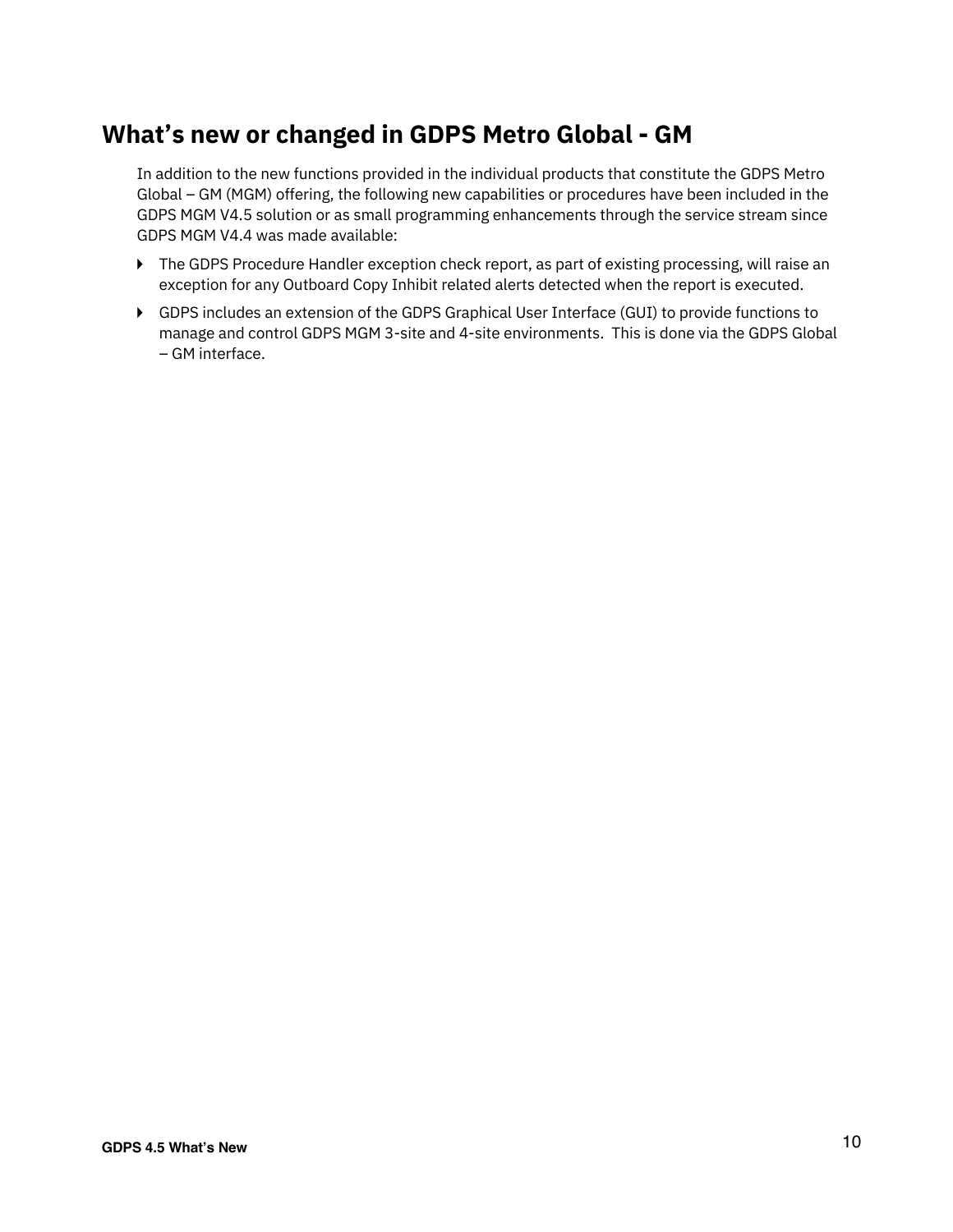## What's new or changed in GDPS Metro Global - GM

In addition to the new functions provided in the individual products that constitute the GDPS Metro Global – GM (MGM) offering, the following new capabilities or procedures have been included in the GDPS MGM V4.5 solution or as small programming enhancements through the service stream since GDPS MGM V4.4 was made available:

- The GDPS Procedure Handler exception check report, as part of existing processing, will raise an exception for any Outboard Copy Inhibit related alerts detected when the report is executed.
- GDPS includes an extension of the GDPS Graphical User Interface (GUI) to provide functions to manage and control GDPS MGM 3-site and 4-site environments. This is done via the GDPS Global – GM interface.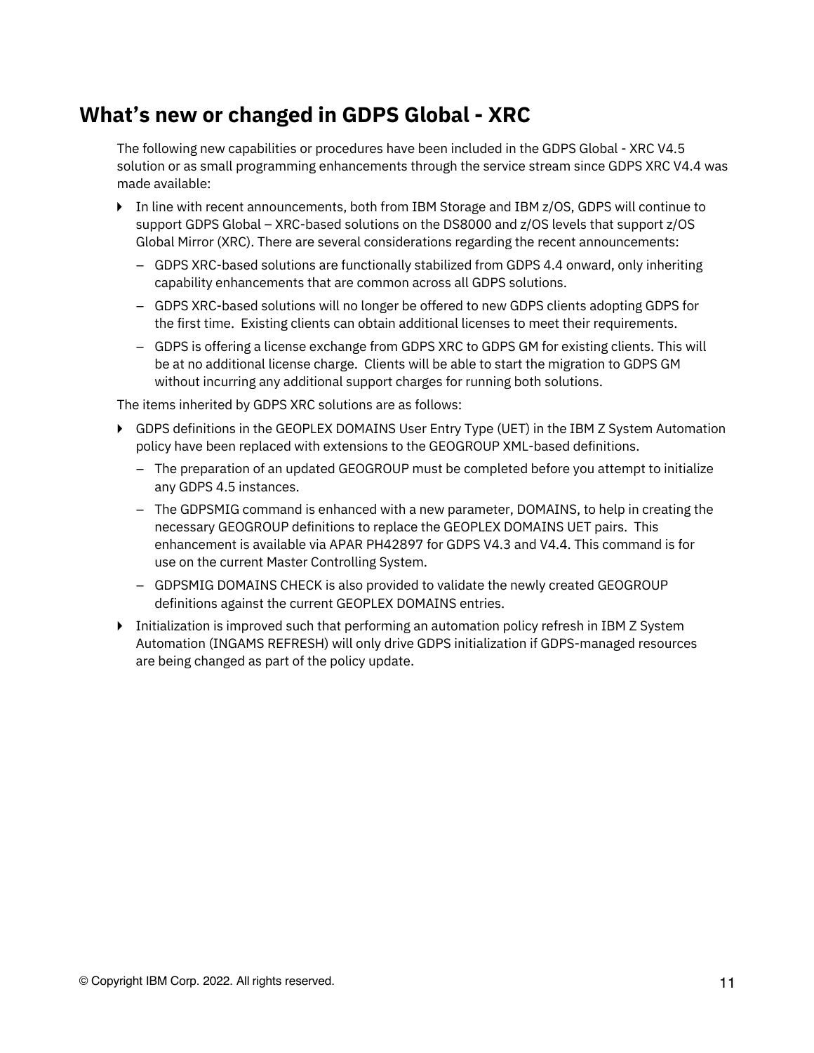## What's new or changed in GDPS Global - XRC

The following new capabilities or procedures have been included in the GDPS Global - XRC V4.5 solution or as small programming enhancements through the service stream since GDPS XRC V4.4 was made available:

- In line with recent announcements, both from IBM Storage and IBM z/OS, GDPS will continue to support GDPS Global – XRC-based solutions on the DS8000 and z/OS levels that support z/OS Global Mirror (XRC). There are several considerations regarding the recent announcements:
  - GDPS XRC-based solutions are functionally stabilized from GDPS 4.4 onward, only inheriting capability enhancements that are common across all GDPS solutions.
  - GDPS XRC-based solutions will no longer be offered to new GDPS clients adopting GDPS for the first time. Existing clients can obtain additional licenses to meet their requirements.
  - GDPS is offering a license exchange from GDPS XRC to GDPS GM for existing clients. This will be at no additional license charge. Clients will be able to start the migration to GDPS GM without incurring any additional support charges for running both solutions.

The items inherited by GDPS XRC solutions are as follows:

- GDPS definitions in the GEOPLEX DOMAINS User Entry Type (UET) in the IBM Z System Automation policy have been replaced with extensions to the GEOGROUP XML-based definitions.
  - The preparation of an updated GEOGROUP must be completed before you attempt to initialize any GDPS 4.5 instances.
  - The GDPSMIG command is enhanced with a new parameter, DOMAINS, to help in creating the necessary GEOGROUP definitions to replace the GEOPLEX DOMAINS UET pairs. This enhancement is available via APAR PH42897 for GDPS V4.3 and V4.4. This command is for use on the current Master Controlling System.
  - GDPSMIG DOMAINS CHECK is also provided to validate the newly created GEOGROUP definitions against the current GEOPLEX DOMAINS entries.
- Initialization is improved such that performing an automation policy refresh in IBM Z System Automation (INGAMS REFRESH) will only drive GDPS initialization if GDPS-managed resources are being changed as part of the policy update.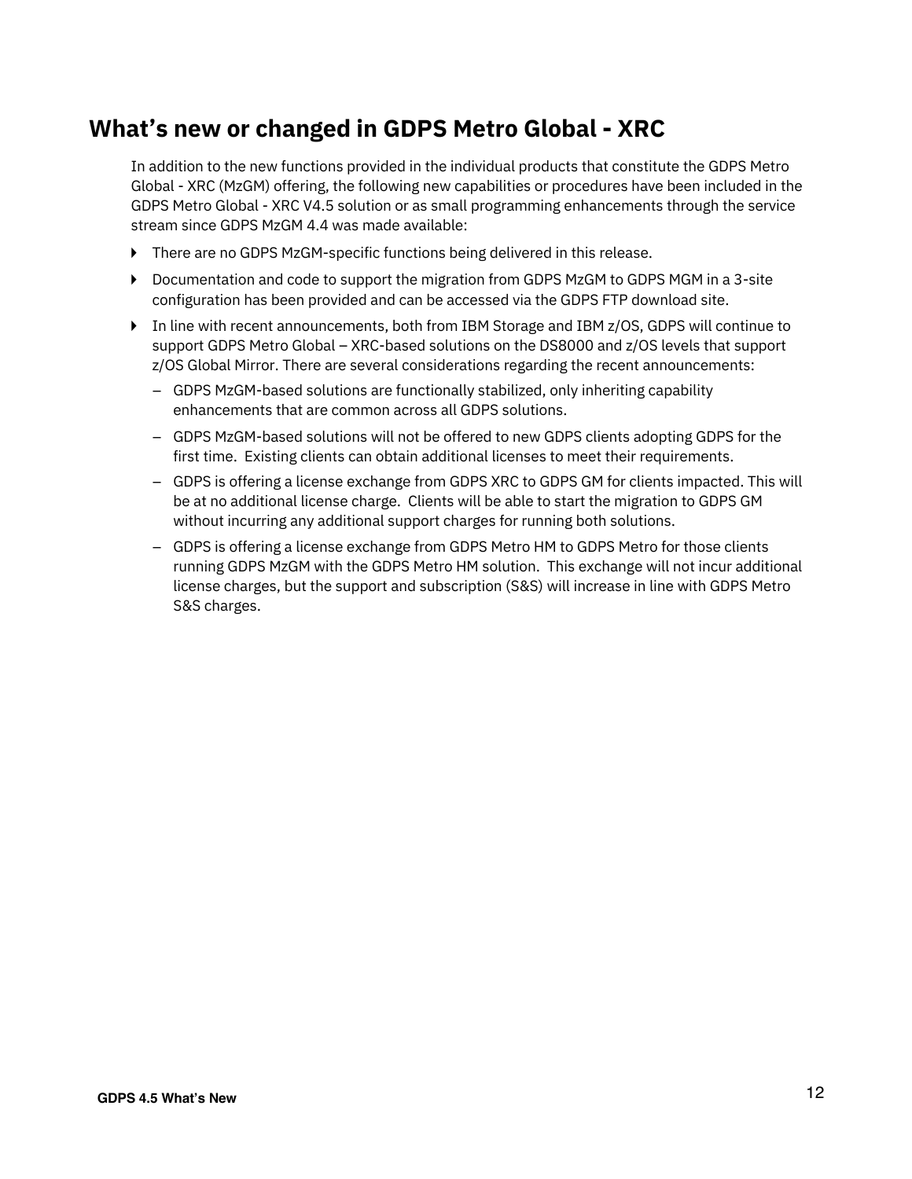## What's new or changed in GDPS Metro Global - XRC

In addition to the new functions provided in the individual products that constitute the GDPS Metro Global - XRC (MzGM) offering, the following new capabilities or procedures have been included in the GDPS Metro Global - XRC V4.5 solution or as small programming enhancements through the service stream since GDPS MzGM 4.4 was made available:

- There are no GDPS MzGM-specific functions being delivered in this release.
- Documentation and code to support the migration from GDPS MzGM to GDPS MGM in a 3-site configuration has been provided and can be accessed via the GDPS FTP download site.
- In line with recent announcements, both from IBM Storage and IBM z/OS, GDPS will continue to support GDPS Metro Global – XRC-based solutions on the DS8000 and z/OS levels that support z/OS Global Mirror. There are several considerations regarding the recent announcements:
  - GDPS MzGM-based solutions are functionally stabilized, only inheriting capability enhancements that are common across all GDPS solutions.
  - GDPS MzGM-based solutions will not be offered to new GDPS clients adopting GDPS for the first time. Existing clients can obtain additional licenses to meet their requirements.
  - GDPS is offering a license exchange from GDPS XRC to GDPS GM for clients impacted. This will be at no additional license charge. Clients will be able to start the migration to GDPS GM without incurring any additional support charges for running both solutions.
  - GDPS is offering a license exchange from GDPS Metro HM to GDPS Metro for those clients running GDPS MzGM with the GDPS Metro HM solution. This exchange will not incur additional license charges, but the support and subscription (S&S) will increase in line with GDPS Metro S&S charges.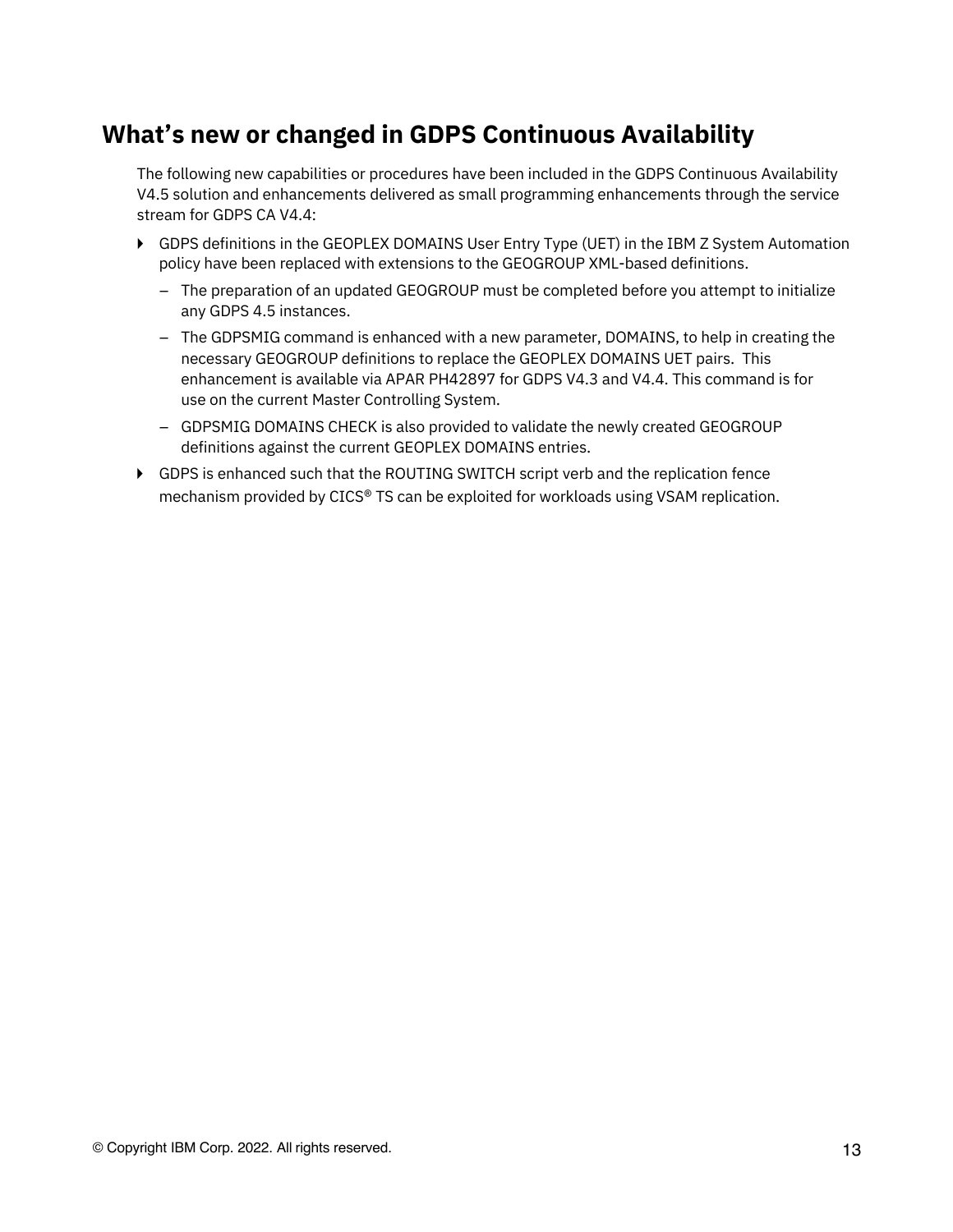# What's new or changed in GDPS Continuous Availability

The following new capabilities or procedures have been included in the GDPS Continuous Availability V4.5 solution and enhancements delivered as small programming enhancements through the service stream for GDPS CA V4.4:

- GDPS definitions in the GEOPLEX DOMAINS User Entry Type (UET) in the IBM Z System Automation policy have been replaced with extensions to the GEOGROUP XML-based definitions.
  - The preparation of an updated GEOGROUP must be completed before you attempt to initialize any GDPS 4.5 instances.
  - The GDPSMIG command is enhanced with a new parameter, DOMAINS, to help in creating the necessary GEOGROUP definitions to replace the GEOPLEX DOMAINS UET pairs. This enhancement is available via APAR PH42897 for GDPS V4.3 and V4.4. This command is for use on the current Master Controlling System.
  - GDPSMIG DOMAINS CHECK is also provided to validate the newly created GEOGROUP definitions against the current GEOPLEX DOMAINS entries.
- GDPS is enhanced such that the ROUTING SWITCH script verb and the replication fence mechanism provided by CICS® TS can be exploited for workloads using VSAM replication.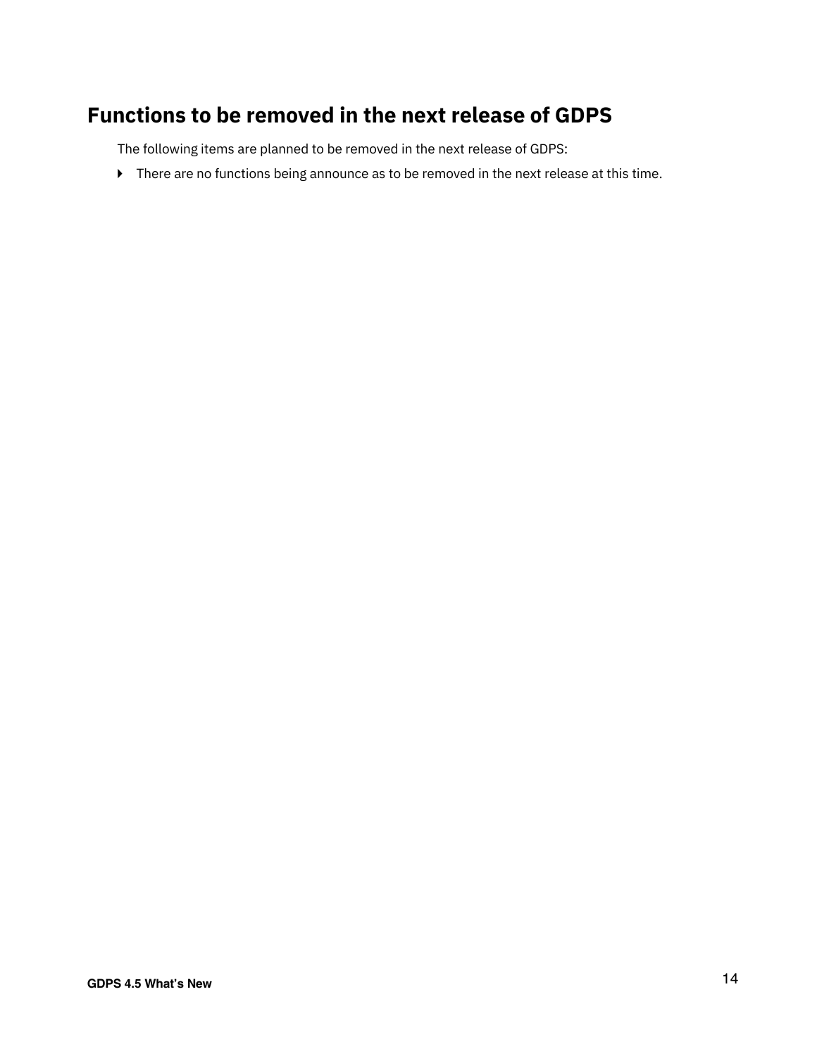# Functions to be removed in the next release of GDPS

The following items are planned to be removed in the next release of GDPS:

- There are no functions being announce as to be removed in the next release at this time.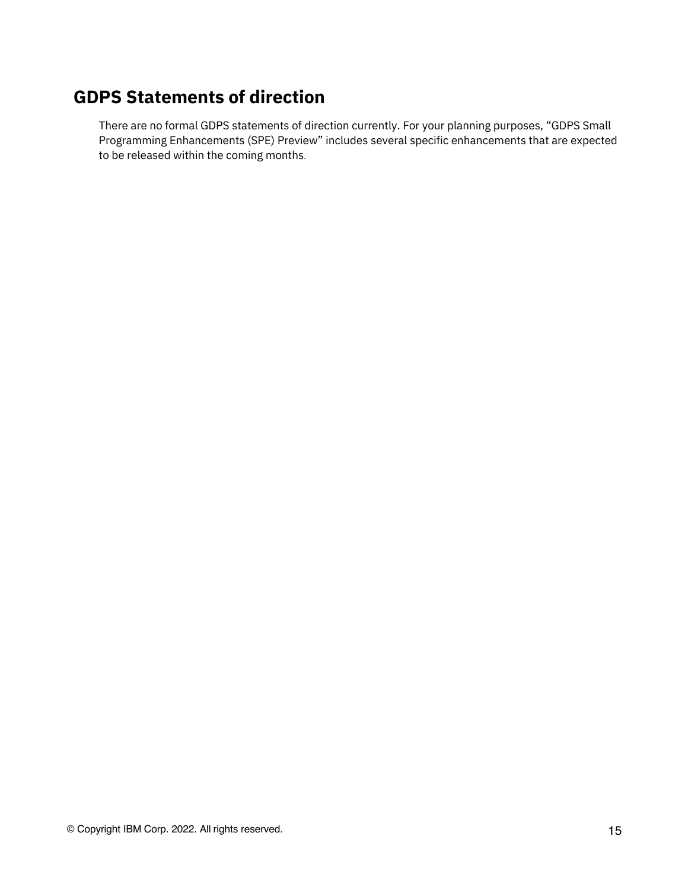# GDPS Statements of direction

There are no formal GDPS statements of direction currently. For your planning purposes, “GDPS Small Programming Enhancements (SPE) Preview” includes several specific enhancements that are expected to be released within the coming months.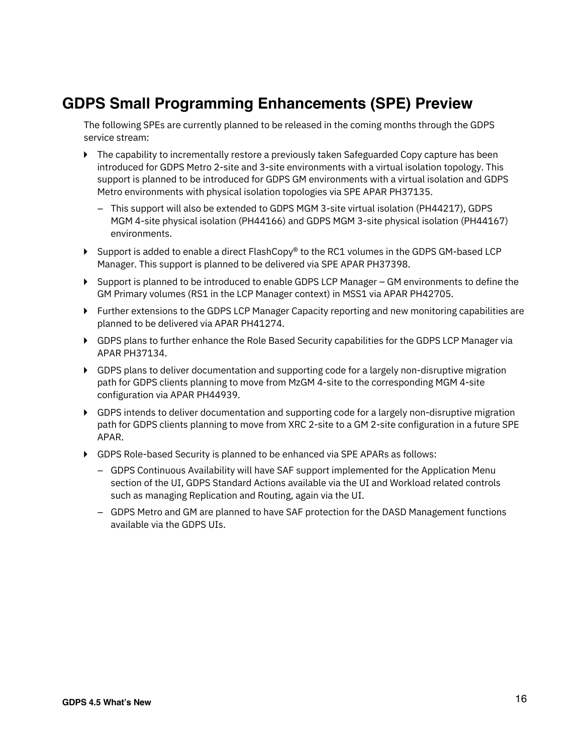## GDPS Small Programming Enhancements (SPE) Preview

The following SPEs are currently planned to be released in the coming months through the GDPS service stream:

- The capability to incrementally restore a previously taken Safeguarded Copy capture has been introduced for GDPS Metro 2-site and 3-site environments with a virtual isolation topology. This support is planned to be introduced for GDPS GM environments with a virtual isolation and GDPS Metro environments with physical isolation topologies via SPE APAR PH37135.
  - This support will also be extended to GDPS MGM 3-site virtual isolation (PH44217), GDPS MGM 4-site physical isolation (PH44166) and GDPS MGM 3-site physical isolation (PH44167) environments.
- Support is added to enable a direct FlashCopy® to the RC1 volumes in the GDPS GM-based LCP Manager. This support is planned to be delivered via SPE APAR PH37398.
- Support is planned to be introduced to enable GDPS LCP Manager – GM environments to define the GM Primary volumes (RS1 in the LCP Manager context) in MSS1 via APAR PH42705.
- Further extensions to the GDPS LCP Manager Capacity reporting and new monitoring capabilities are planned to be delivered via APAR PH41274.
- GDPS plans to further enhance the Role Based Security capabilities for the GDPS LCP Manager via APAR PH37134.
- GDPS plans to deliver documentation and supporting code for a largely non-disruptive migration path for GDPS clients planning to move from MzGM 4-site to the corresponding MGM 4-site configuration via APAR PH44939.
- GDPS intends to deliver documentation and supporting code for a largely non-disruptive migration path for GDPS clients planning to move from XRC 2-site to a GM 2-site configuration in a future SPE APAR.
- GDPS Role-based Security is planned to be enhanced via SPE APARs as follows:
  - GDPS Continuous Availability will have SAF support implemented for the Application Menu section of the UI, GDPS Standard Actions available via the UI and Workload related controls such as managing Replication and Routing, again via the UI.
  - GDPS Metro and GM are planned to have SAF protection for the DASD Management functions available via the GDPS UIs.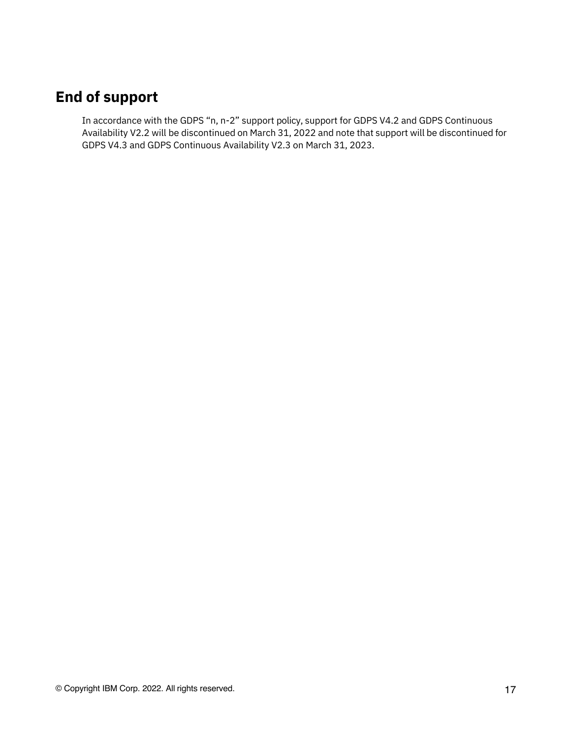# End of support

In accordance with the GDPS "n, n-2" support policy, support for GDPS V4.2 and GDPS Continuous Availability V2.2 will be discontinued on March 31, 2022 and note that support will be discontinued for GDPS V4.3 and GDPS Continuous Availability V2.3 on March 31, 2023.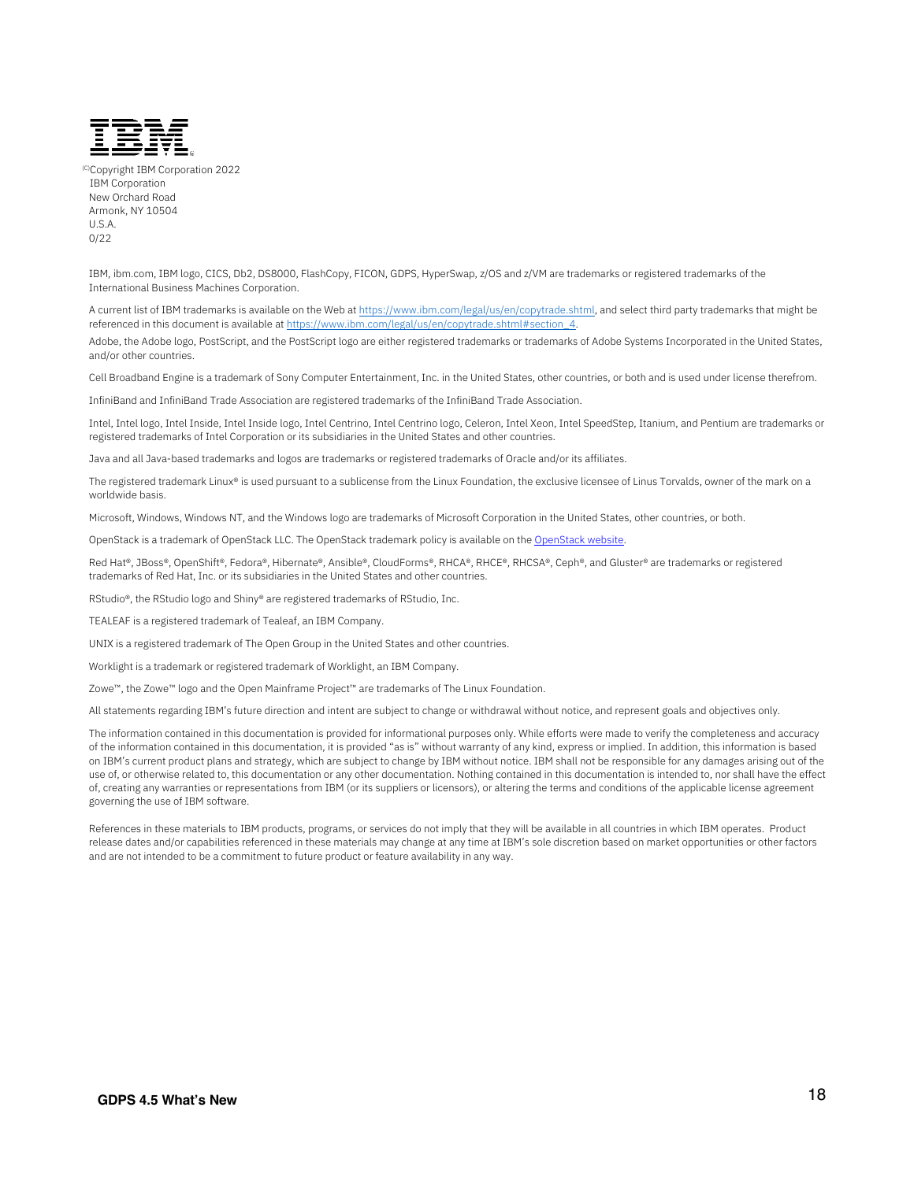©Copyright IBM Corporation 2022
IBM Corporation
New Orchard Road
Armonk, NY 10504
U.S.A.
0/22

IBM, ibm.com, IBM logo, CICS, Db2, DS8000, FlashCopy, FICON, GDPS, HyperSwap, z/OS and z/VM are trademarks or registered trademarks of the International Business Machines Corporation.

A current list of IBM trademarks is available on the Web at https://www.ibm.com/legal/us/en/copytrade.shtml, and select third party trademarks that might be referenced in this document is available at https://www.ibm.com/legal/us/en/copytrade.shtml#section_4.

Adobe, the Adobe logo, PostScript, and the PostScript logo are either registered trademarks or trademarks of Adobe Systems Incorporated in the United States, and/or other countries.

Cell Broadband Engine is a trademark of Sony Computer Entertainment, Inc. in the United States, other countries, or both and is used under license therefrom.

InfiniBand and InfiniBand Trade Association are registered trademarks of the InfiniBand Trade Association.

Intel, Intel logo, Intel Inside, Intel Inside logo, Intel Centrino, Intel Centrino logo, Celeron, Intel Xeon, Intel SpeedStep, Itanium, and Pentium are trademarks or registered trademarks of Intel Corporation or its subsidiaries in the United States and other countries.

Java and all Java-based trademarks and logos are trademarks or registered trademarks of Oracle and/or its affiliates.

The registered trademark Linux® is used pursuant to a sublicense from the Linux Foundation, the exclusive licensee of Linus Torvalds, owner of the mark on a worldwide basis.

Microsoft, Windows, Windows NT, and the Windows logo are trademarks of Microsoft Corporation in the United States, other countries, or both.

OpenStack is a trademark of OpenStack LLC. The OpenStack trademark policy is available on the OpenStack website.

Red Hat®, JBoss®, OpenShift®, Fedora®, Hibernate®, Ansible®, CloudForms®, RHCA®, RHCE®, RHCSA®, Ceph®, and Gluster® are trademarks or registered trademarks of Red Hat, Inc. or its subsidiaries in the United States and other countries.

RStudio®, the RStudio logo and Shiny® are registered trademarks of RStudio, Inc.

TEALEAF is a registered trademark of Tealeaf, an IBM Company.

UNIX is a registered trademark of The Open Group in the United States and other countries.

Worklight is a trademark or registered trademark of Worklight, an IBM Company.

Zowe™, the Zowe™ logo and the Open Mainframe Project™ are trademarks of The Linux Foundation.

All statements regarding IBM's future direction and intent are subject to change or withdrawal without notice, and represent goals and objectives only.

The information contained in this documentation is provided for informational purposes only. While efforts were made to verify the completeness and accuracy of the information contained in this documentation, it is provided "as is" without warranty of any kind, express or implied. In addition, this information is based on IBM's current product plans and strategy, which are subject to change by IBM without notice. IBM shall not be responsible for any damages arising out of the use of, or otherwise related to, this documentation or any other documentation. Nothing contained in this documentation is intended to, nor shall have the effect of, creating any warranties or representations from IBM (or its suppliers or licensors), or altering the terms and conditions of the applicable license agreement governing the use of IBM software.

References in these materials to IBM products, programs, or services do not imply that they will be available in all countries in which IBM operates. Product release dates and/or capabilities referenced in these materials may change at any time at IBM's sole discretion based on market opportunities or other factors and are not intended to be a commitment to future product or feature availability in any way.